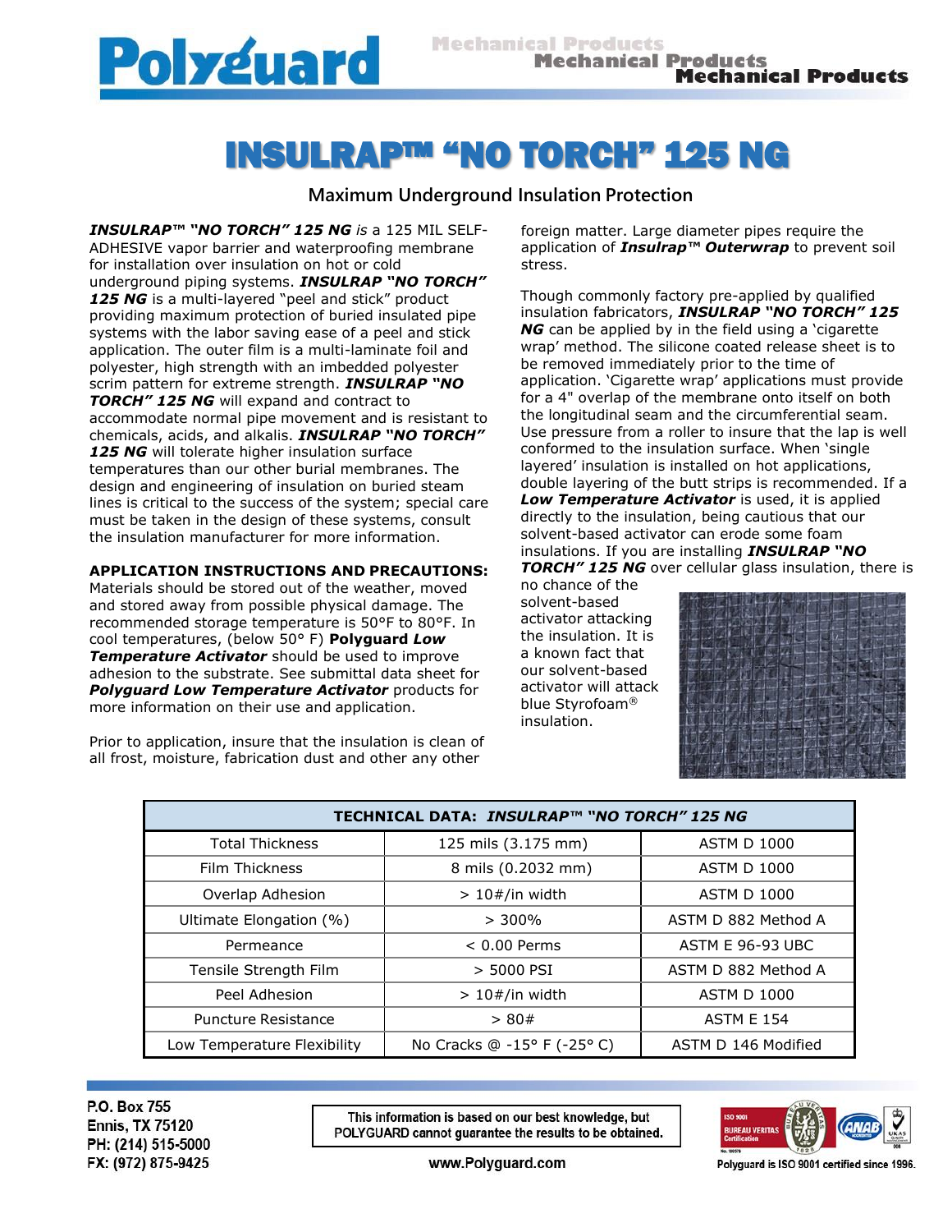# INSULRAP™ "NO TORCH" 125 NG

## Maximum Underground Insulation Protection

***INSULRAP™ "NO TORCH" 125 NG*** *is* a 125 MIL SELF-ADHESIVE vapor barrier and waterproofing membrane for installation over insulation on hot or cold underground piping systems. ***INSULRAP "NO TORCH" 125 NG*** is a multi-layered "peel and stick" product providing maximum protection of buried insulated pipe systems with the labor saving ease of a peel and stick application. The outer film is a multi-laminate foil and polyester, high strength with an imbedded polyester scrim pattern for extreme strength. ***INSULRAP "NO TORCH" 125 NG*** will expand and contract to accommodate normal pipe movement and is resistant to chemicals, acids, and alkalis. ***INSULRAP "NO TORCH" 125 NG*** will tolerate higher insulation surface temperatures than our other burial membranes. The design and engineering of insulation on buried steam lines is critical to the success of the system; special care must be taken in the design of these systems, consult the insulation manufacturer for more information.

**APPLICATION INSTRUCTIONS AND PRECAUTIONS:**
Materials should be stored out of the weather, moved and stored away from possible physical damage. The recommended storage temperature is 50°F to 80°F. In cool temperatures, (below 50° F) **Polyguard *Low Temperature Activator*** should be used to improve adhesion to the substrate. See submittal data sheet for ***Polyguard Low Temperature Activator*** products for more information on their use and application.

Prior to application, insure that the insulation is clean of all frost, moisture, fabrication dust and other any other foreign matter. Large diameter pipes require the application of ***Insulrap™ Outerwrap*** to prevent soil stress.

Though commonly factory pre-applied by qualified insulation fabricators, ***INSULRAP "NO TORCH" 125 NG*** can be applied by in the field using a 'cigarette wrap' method. The silicone coated release sheet is to be removed immediately prior to the time of application. 'Cigarette wrap' applications must provide for a 4" overlap of the membrane onto itself on both the longitudinal seam and the circumferential seam. Use pressure from a roller to insure that the lap is well conformed to the insulation surface. When 'single layered' insulation is installed on hot applications, double layering of the butt strips is recommended. If a ***Low Temperature Activator*** is used, it is applied directly to the insulation, being cautious that our solvent-based activator can erode some foam insulations. If you are installing ***INSULRAP "NO TORCH" 125 NG*** over cellular glass insulation, there is no chance of the solvent-based activator attacking the insulation. It is a known fact that our solvent-based activator will attack blue Styrofoam® insulation.

| TECHNICAL DATA: ***INSULRAP™ "NO TORCH" 125 NG*** | | |
|---|---|---|
| Total Thickness | 125 mils (3.175 mm) | ASTM D 1000 |
| Film Thickness | 8 mils (0.2032 mm) | ASTM D 1000 |
| Overlap Adhesion | > 10#/in width | ASTM D 1000 |
| Ultimate Elongation (%) | > 300% | ASTM D 882 Method A |
| Permeance | < 0.00 Perms | ASTM E 96-93 UBC |
| Tensile Strength Film | > 5000 PSI | ASTM D 882 Method A |
| Peel Adhesion | > 10#/in width | ASTM D 1000 |
| Puncture Resistance | > 80# | ASTM E 154 |
| Low Temperature Flexibility | No Cracks @ -15° F (-25° C) | ASTM D 146 Modified |

P.O. Box 755
Ennis, TX 75120
PH: (214) 515-5000
FX: (972) 875-9425

This information is based on our best knowledge, but POLYGUARD cannot guarantee the results to be obtained.

www.Polyguard.com

Polyguard is ISO 9001 certified since 1996.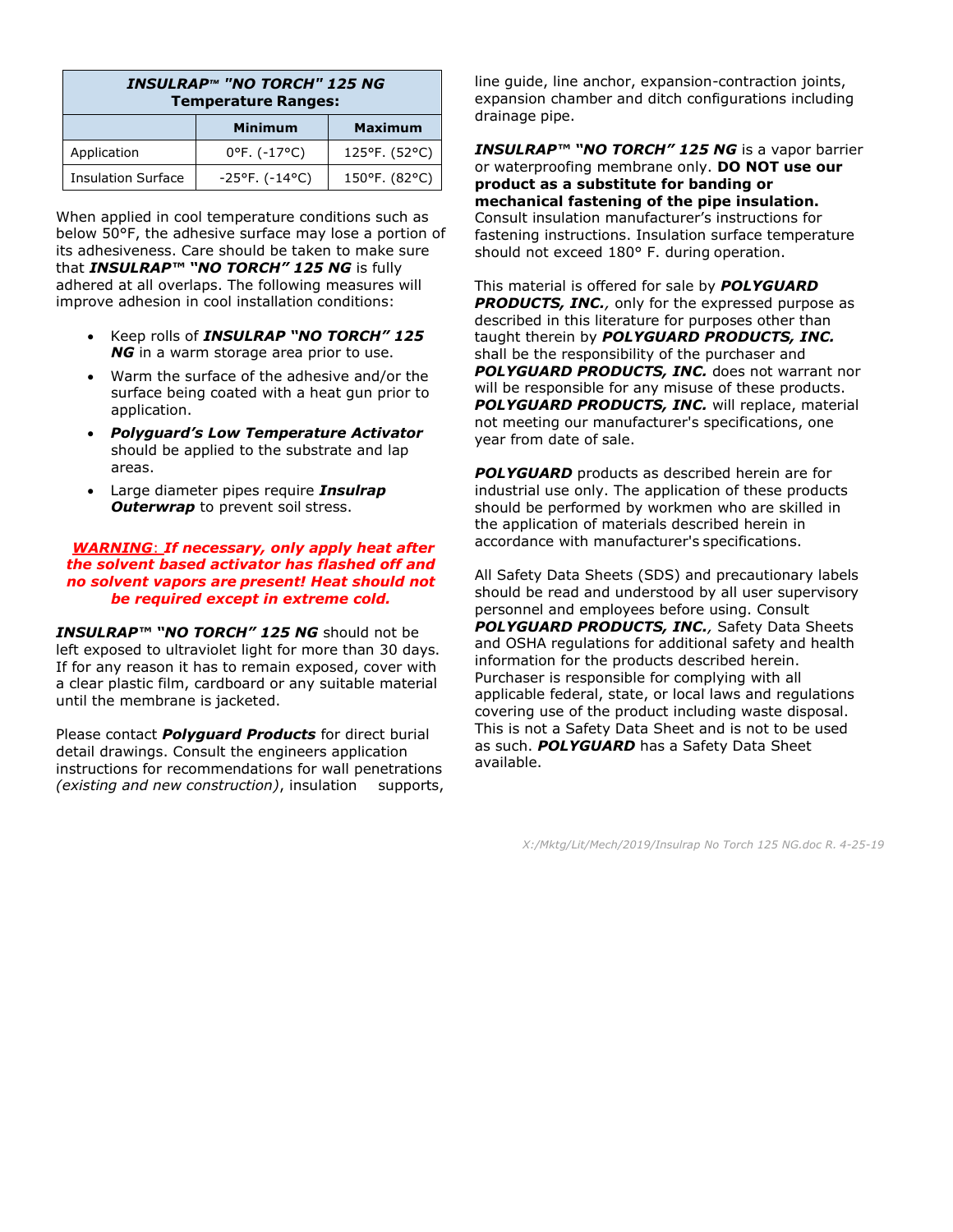| ***INSULRAP™ "NO TORCH" 125 NG* Temperature Ranges:** | | |
|---|---|---|
| | **Minimum** | **Maximum** |
| Application | 0°F. (-17°C) | 125°F. (52°C) |
| Insulation Surface | -25°F. (-14°C) | 150°F. (82°C) |

When applied in cool temperature conditions such as below 50°F, the adhesive surface may lose a portion of its adhesiveness. Care should be taken to make sure that ***INSULRAP™ "NO TORCH" 125 NG*** is fully adhered at all overlaps. The following measures will improve adhesion in cool installation conditions:

- Keep rolls of ***INSULRAP "NO TORCH" 125 NG*** in a warm storage area prior to use.
- Warm the surface of the adhesive and/or the surface being coated with a heat gun prior to application.
- ***Polyguard's Low Temperature Activator*** should be applied to the substrate and lap areas.
- Large diameter pipes require ***Insulrap Outerwrap*** to prevent soil stress.

***WARNING*: *If necessary, only apply heat after the solvent based activator has flashed off and no solvent vapors are present! Heat should not be required except in extreme cold.***

***INSULRAP™ "NO TORCH" 125 NG*** should not be left exposed to ultraviolet light for more than 30 days. If for any reason it has to remain exposed, cover with a clear plastic film, cardboard or any suitable material until the membrane is jacketed.

Please contact ***Polyguard Products*** for direct burial detail drawings. Consult the engineers application instructions for recommendations for wall penetrations *(existing and new construction)*, insulation supports, line guide, line anchor, expansion-contraction joints, expansion chamber and ditch configurations including drainage pipe.

***INSULRAP™ "NO TORCH" 125 NG*** is a vapor barrier or waterproofing membrane only. **DO NOT use our product as a substitute for banding or mechanical fastening of the pipe insulation.** Consult insulation manufacturer's instructions for fastening instructions. Insulation surface temperature should not exceed 180° F. during operation.

This material is offered for sale by ***POLYGUARD PRODUCTS, INC.***, only for the expressed purpose as described in this literature for purposes other than taught therein by ***POLYGUARD PRODUCTS, INC.*** shall be the responsibility of the purchaser and ***POLYGUARD PRODUCTS, INC.*** does not warrant nor will be responsible for any misuse of these products. ***POLYGUARD PRODUCTS, INC.*** will replace, material not meeting our manufacturer's specifications, one year from date of sale.

***POLYGUARD*** products as described herein are for industrial use only. The application of these products should be performed by workmen who are skilled in the application of materials described herein in accordance with manufacturer's specifications.

All Safety Data Sheets (SDS) and precautionary labels should be read and understood by all user supervisory personnel and employees before using. Consult ***POLYGUARD PRODUCTS, INC.***, Safety Data Sheets and OSHA regulations for additional safety and health information for the products described herein. Purchaser is responsible for complying with all applicable federal, state, or local laws and regulations covering use of the product including waste disposal. This is not a Safety Data Sheet and is not to be used as such. ***POLYGUARD*** has a Safety Data Sheet available.

*X:/Mktg/Lit/Mech/2019/Insulrap No Torch 125 NG.doc R. 4-25-19*